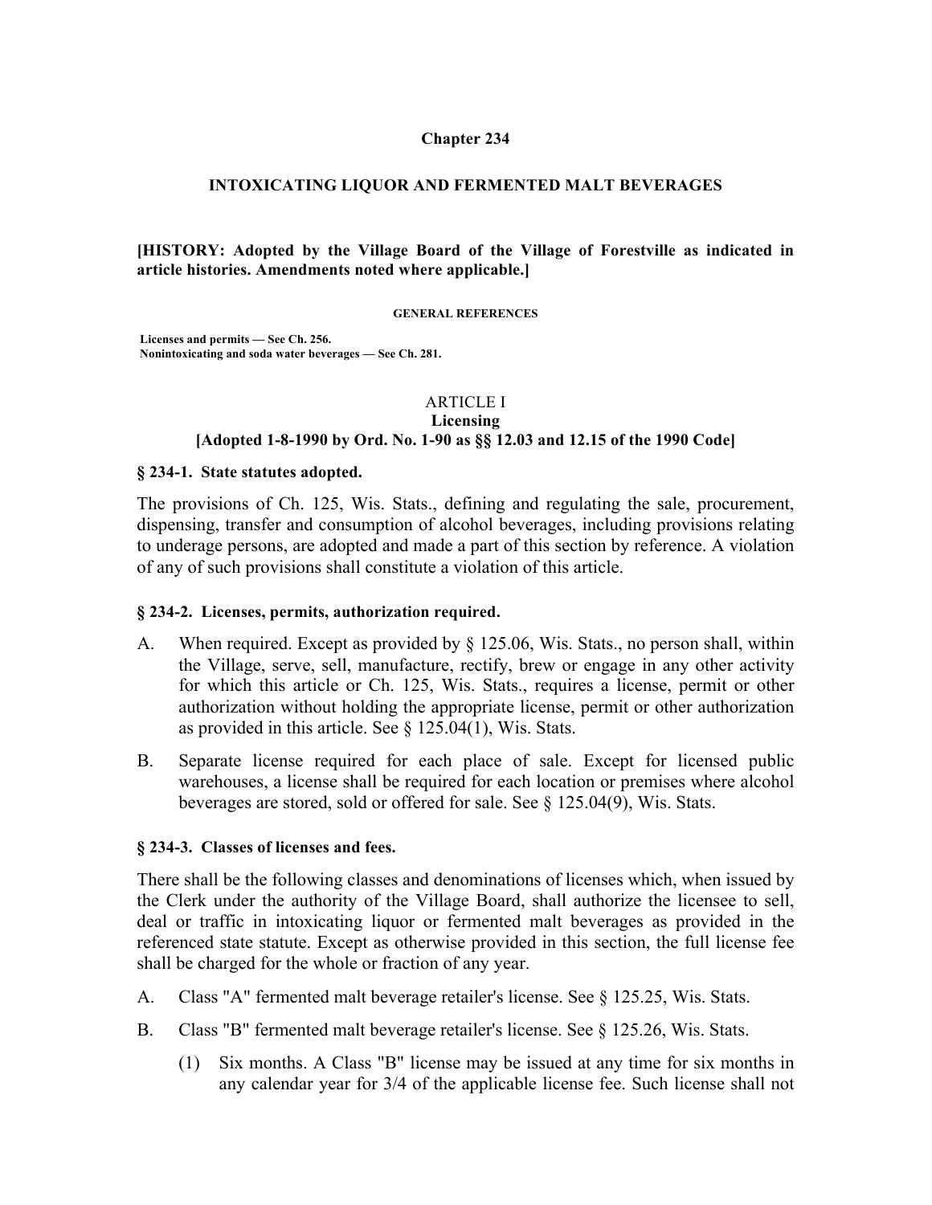# Chapter 234

## INTOXICATING LIQUOR AND FERMENTED MALT BEVERAGES

**[HISTORY: Adopted by the Village Board of the Village of Forestville as indicated in article histories. Amendments noted where applicable.]**

**GENERAL REFERENCES**

**Licenses and permits — See Ch. 256.**
**Nonintoxicating and soda water beverages — See Ch. 281.**

## ARTICLE I
## Licensing
## [Adopted 1-8-1990 by Ord. No. 1-90 as §§ 12.03 and 12.15 of the 1990 Code]

### § 234-1. State statutes adopted.

The provisions of Ch. 125, Wis. Stats., defining and regulating the sale, procurement, dispensing, transfer and consumption of alcohol beverages, including provisions relating to underage persons, are adopted and made a part of this section by reference. A violation of any of such provisions shall constitute a violation of this article.

### § 234-2. Licenses, permits, authorization required.

A. When required. Except as provided by § 125.06, Wis. Stats., no person shall, within the Village, serve, sell, manufacture, rectify, brew or engage in any other activity for which this article or Ch. 125, Wis. Stats., requires a license, permit or other authorization without holding the appropriate license, permit or other authorization as provided in this article. See § 125.04(1), Wis. Stats.

B. Separate license required for each place of sale. Except for licensed public warehouses, a license shall be required for each location or premises where alcohol beverages are stored, sold or offered for sale. See § 125.04(9), Wis. Stats.

### § 234-3. Classes of licenses and fees.

There shall be the following classes and denominations of licenses which, when issued by the Clerk under the authority of the Village Board, shall authorize the licensee to sell, deal or traffic in intoxicating liquor or fermented malt beverages as provided in the referenced state statute. Except as otherwise provided in this section, the full license fee shall be charged for the whole or fraction of any year.

A. Class "A" fermented malt beverage retailer's license. See § 125.25, Wis. Stats.

B. Class "B" fermented malt beverage retailer's license. See § 125.26, Wis. Stats.

   (1) Six months. A Class "B" license may be issued at any time for six months in any calendar year for 3/4 of the applicable license fee. Such license shall not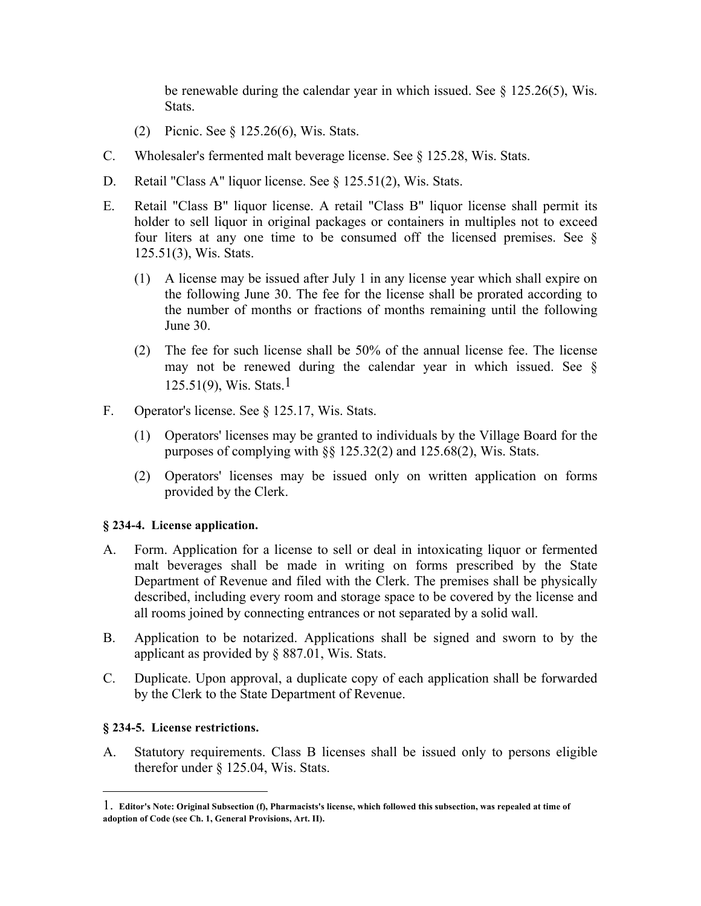be renewable during the calendar year in which issued. See § 125.26(5), Wis. Stats.

(2) Picnic. See § 125.26(6), Wis. Stats.

C. Wholesaler's fermented malt beverage license. See § 125.28, Wis. Stats.

D. Retail "Class A" liquor license. See § 125.51(2), Wis. Stats.

E. Retail "Class B" liquor license. A retail "Class B" liquor license shall permit its holder to sell liquor in original packages or containers in multiples not to exceed four liters at any one time to be consumed off the licensed premises. See § 125.51(3), Wis. Stats.

(1) A license may be issued after July 1 in any license year which shall expire on the following June 30. The fee for the license shall be prorated according to the number of months or fractions of months remaining until the following June 30.

(2) The fee for such license shall be 50% of the annual license fee. The license may not be renewed during the calendar year in which issued. See § 125.51(9), Wis. Stats.[1]

F. Operator's license. See § 125.17, Wis. Stats.

(1) Operators' licenses may be granted to individuals by the Village Board for the purposes of complying with §§ 125.32(2) and 125.68(2), Wis. Stats.

(2) Operators' licenses may be issued only on written application on forms provided by the Clerk.

**§ 234-4. License application.**

A. Form. Application for a license to sell or deal in intoxicating liquor or fermented malt beverages shall be made in writing on forms prescribed by the State Department of Revenue and filed with the Clerk. The premises shall be physically described, including every room and storage space to be covered by the license and all rooms joined by connecting entrances or not separated by a solid wall.

B. Application to be notarized. Applications shall be signed and sworn to by the applicant as provided by § 887.01, Wis. Stats.

C. Duplicate. Upon approval, a duplicate copy of each application shall be forwarded by the Clerk to the State Department of Revenue.

**§ 234-5. License restrictions.**

A. Statutory requirements. Class B licenses shall be issued only to persons eligible therefor under § 125.04, Wis. Stats.

---

1. **Editor's Note: Original Subsection (f), Pharmacists's license, which followed this subsection, was repealed at time of adoption of Code (see Ch. 1, General Provisions, Art. II).**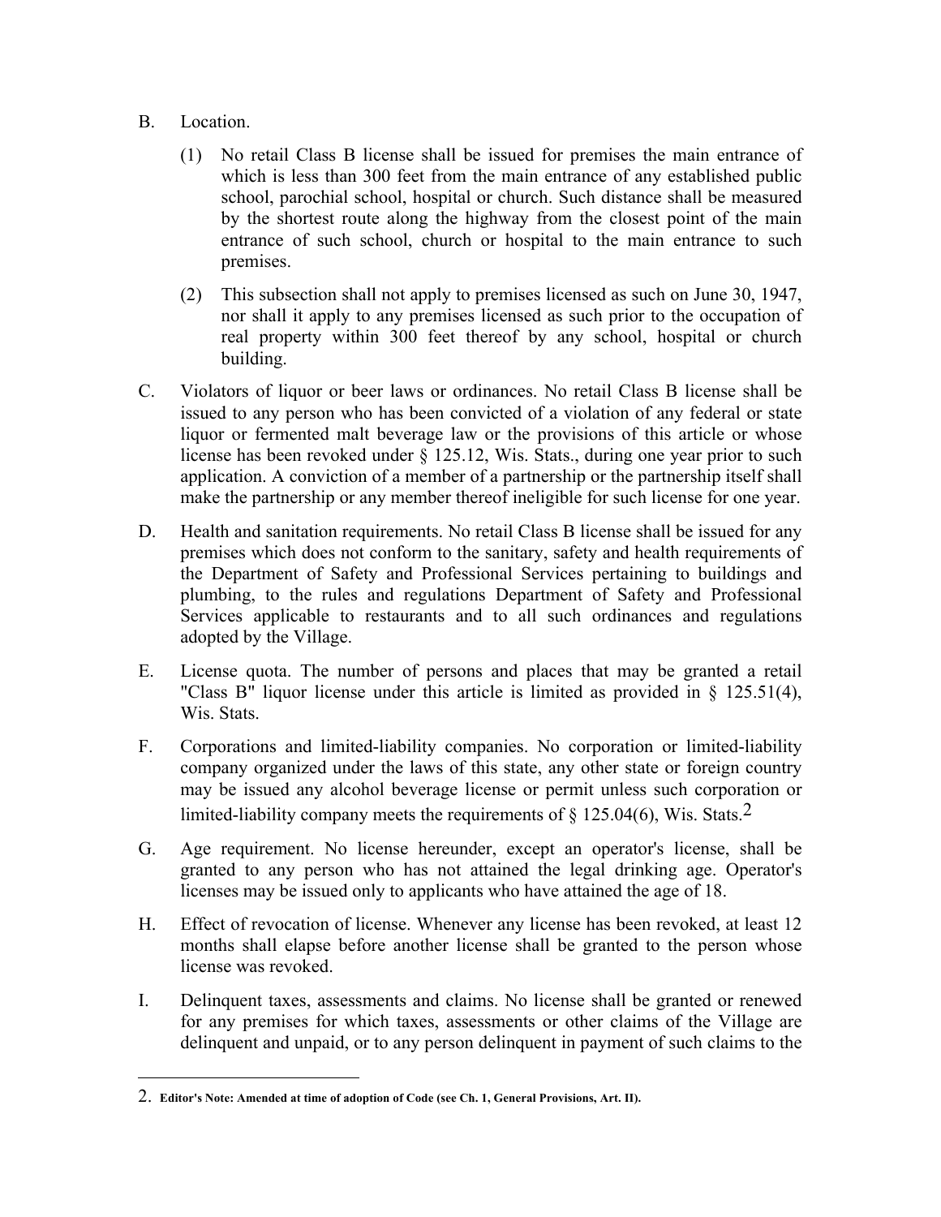B. Location.

   (1) No retail Class B license shall be issued for premises the main entrance of which is less than 300 feet from the main entrance of any established public school, parochial school, hospital or church. Such distance shall be measured by the shortest route along the highway from the closest point of the main entrance of such school, church or hospital to the main entrance to such premises.

   (2) This subsection shall not apply to premises licensed as such on June 30, 1947, nor shall it apply to any premises licensed as such prior to the occupation of real property within 300 feet thereof by any school, hospital or church building.

C. Violators of liquor or beer laws or ordinances. No retail Class B license shall be issued to any person who has been convicted of a violation of any federal or state liquor or fermented malt beverage law or the provisions of this article or whose license has been revoked under § 125.12, Wis. Stats., during one year prior to such application. A conviction of a member of a partnership or the partnership itself shall make the partnership or any member thereof ineligible for such license for one year.

D. Health and sanitation requirements. No retail Class B license shall be issued for any premises which does not conform to the sanitary, safety and health requirements of the Department of Safety and Professional Services pertaining to buildings and plumbing, to the rules and regulations Department of Safety and Professional Services applicable to restaurants and to all such ordinances and regulations adopted by the Village.

E. License quota. The number of persons and places that may be granted a retail "Class B" liquor license under this article is limited as provided in § 125.51(4), Wis. Stats.

F. Corporations and limited-liability companies. No corporation or limited-liability company organized under the laws of this state, any other state or foreign country may be issued any alcohol beverage license or permit unless such corporation or limited-liability company meets the requirements of § 125.04(6), Wis. Stats.[2]

G. Age requirement. No license hereunder, except an operator's license, shall be granted to any person who has not attained the legal drinking age. Operator's licenses may be issued only to applicants who have attained the age of 18.

H. Effect of revocation of license. Whenever any license has been revoked, at least 12 months shall elapse before another license shall be granted to the person whose license was revoked.

I. Delinquent taxes, assessments and claims. No license shall be granted or renewed for any premises for which taxes, assessments or other claims of the Village are delinquent and unpaid, or to any person delinquent in payment of such claims to the

---

2. **Editor's Note: Amended at time of adoption of Code (see Ch. 1, General Provisions, Art. II).**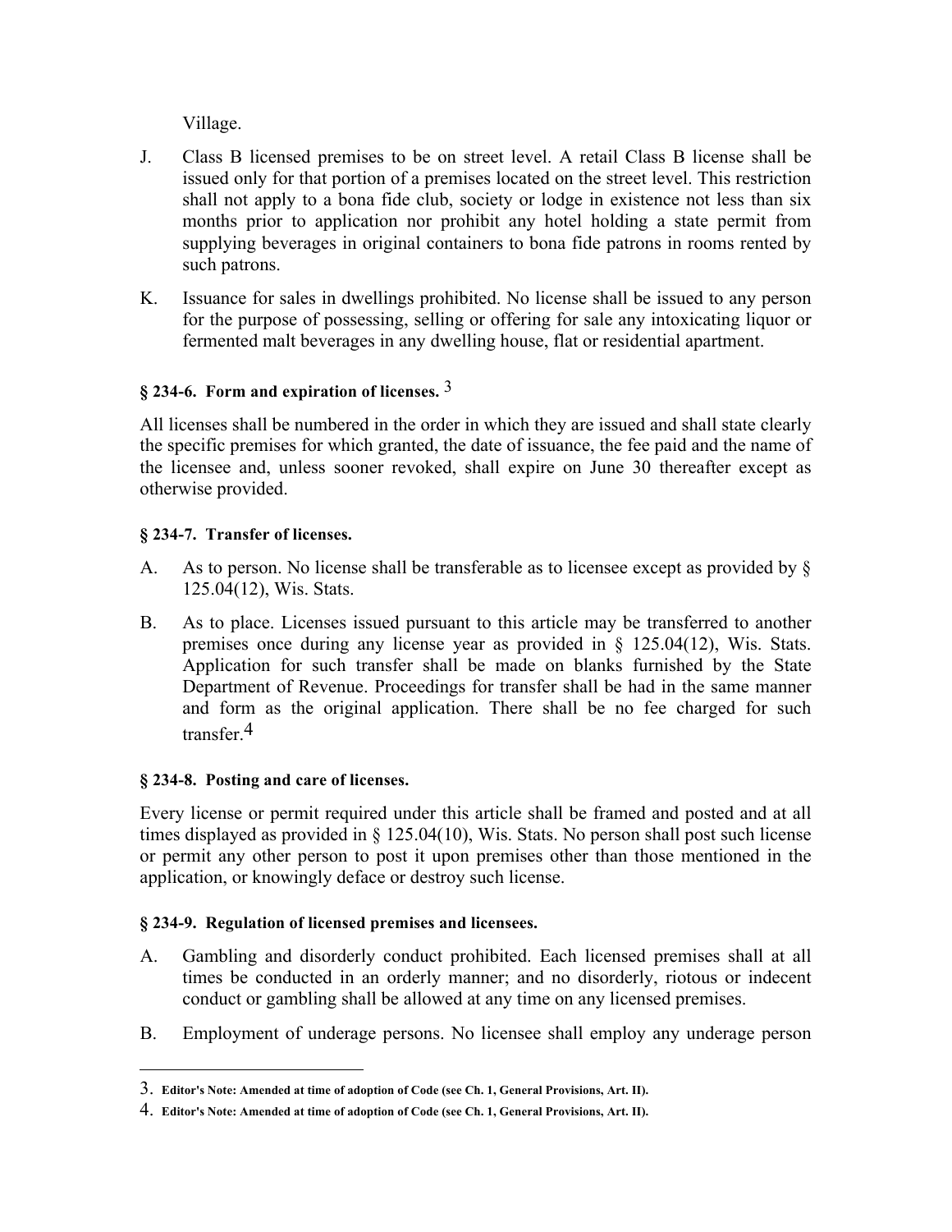Village.

J. Class B licensed premises to be on street level. A retail Class B license shall be issued only for that portion of a premises located on the street level. This restriction shall not apply to a bona fide club, society or lodge in existence not less than six months prior to application nor prohibit any hotel holding a state permit from supplying beverages in original containers to bona fide patrons in rooms rented by such patrons.

K. Issuance for sales in dwellings prohibited. No license shall be issued to any person for the purpose of possessing, selling or offering for sale any intoxicating liquor or fermented malt beverages in any dwelling house, flat or residential apartment.

### § 234-6. Form and expiration of licenses. [3]

All licenses shall be numbered in the order in which they are issued and shall state clearly the specific premises for which granted, the date of issuance, the fee paid and the name of the licensee and, unless sooner revoked, shall expire on June 30 thereafter except as otherwise provided.

### § 234-7. Transfer of licenses.

A. As to person. No license shall be transferable as to licensee except as provided by § 125.04(12), Wis. Stats.

B. As to place. Licenses issued pursuant to this article may be transferred to another premises once during any license year as provided in § 125.04(12), Wis. Stats. Application for such transfer shall be made on blanks furnished by the State Department of Revenue. Proceedings for transfer shall be had in the same manner and form as the original application. There shall be no fee charged for such transfer.[4]

### § 234-8. Posting and care of licenses.

Every license or permit required under this article shall be framed and posted and at all times displayed as provided in § 125.04(10), Wis. Stats. No person shall post such license or permit any other person to post it upon premises other than those mentioned in the application, or knowingly deface or destroy such license.

### § 234-9. Regulation of licensed premises and licensees.

A. Gambling and disorderly conduct prohibited. Each licensed premises shall at all times be conducted in an orderly manner; and no disorderly, riotous or indecent conduct or gambling shall be allowed at any time on any licensed premises.

B. Employment of underage persons. No licensee shall employ any underage person

---

3. **Editor's Note: Amended at time of adoption of Code (see Ch. 1, General Provisions, Art. II).**

4. **Editor's Note: Amended at time of adoption of Code (see Ch. 1, General Provisions, Art. II).**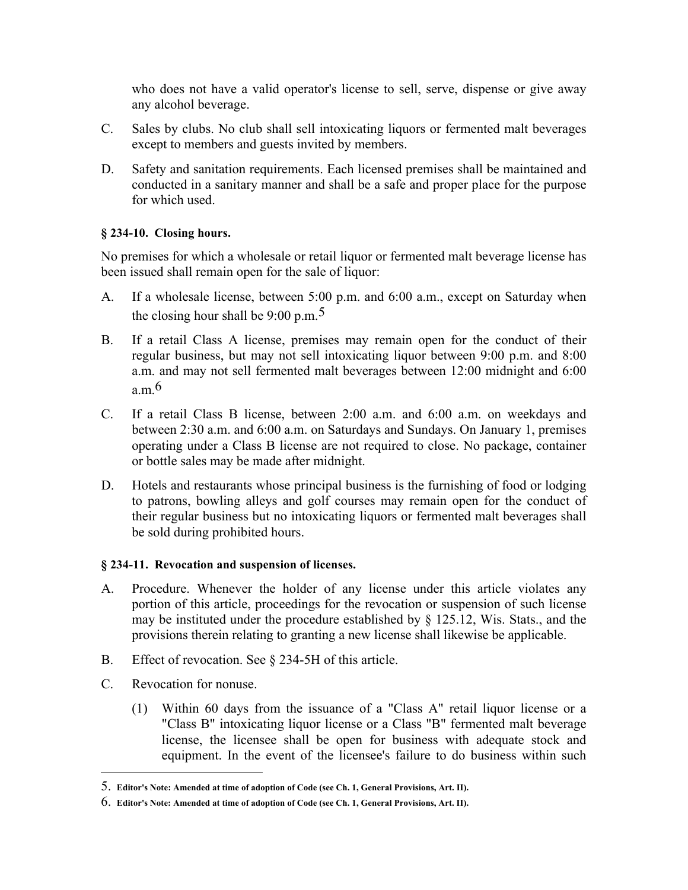who does not have a valid operator's license to sell, serve, dispense or give away any alcohol beverage.

C. Sales by clubs. No club shall sell intoxicating liquors or fermented malt beverages except to members and guests invited by members.

D. Safety and sanitation requirements. Each licensed premises shall be maintained and conducted in a sanitary manner and shall be a safe and proper place for the purpose for which used.

**§ 234-10. Closing hours.**

No premises for which a wholesale or retail liquor or fermented malt beverage license has been issued shall remain open for the sale of liquor:

A. If a wholesale license, between 5:00 p.m. and 6:00 a.m., except on Saturday when the closing hour shall be 9:00 p.m.[5]

B. If a retail Class A license, premises may remain open for the conduct of their regular business, but may not sell intoxicating liquor between 9:00 p.m. and 8:00 a.m. and may not sell fermented malt beverages between 12:00 midnight and 6:00 a.m.[6]

C. If a retail Class B license, between 2:00 a.m. and 6:00 a.m. on weekdays and between 2:30 a.m. and 6:00 a.m. on Saturdays and Sundays. On January 1, premises operating under a Class B license are not required to close. No package, container or bottle sales may be made after midnight.

D. Hotels and restaurants whose principal business is the furnishing of food or lodging to patrons, bowling alleys and golf courses may remain open for the conduct of their regular business but no intoxicating liquors or fermented malt beverages shall be sold during prohibited hours.

**§ 234-11. Revocation and suspension of licenses.**

A. Procedure. Whenever the holder of any license under this article violates any portion of this article, proceedings for the revocation or suspension of such license may be instituted under the procedure established by § 125.12, Wis. Stats., and the provisions therein relating to granting a new license shall likewise be applicable.

B. Effect of revocation. See § 234-5H of this article.

C. Revocation for nonuse.

(1) Within 60 days from the issuance of a "Class A" retail liquor license or a "Class B" intoxicating liquor license or a Class "B" fermented malt beverage license, the licensee shall be open for business with adequate stock and equipment. In the event of the licensee's failure to do business within such

---

5. **Editor's Note: Amended at time of adoption of Code (see Ch. 1, General Provisions, Art. II).**

6. **Editor's Note: Amended at time of adoption of Code (see Ch. 1, General Provisions, Art. II).**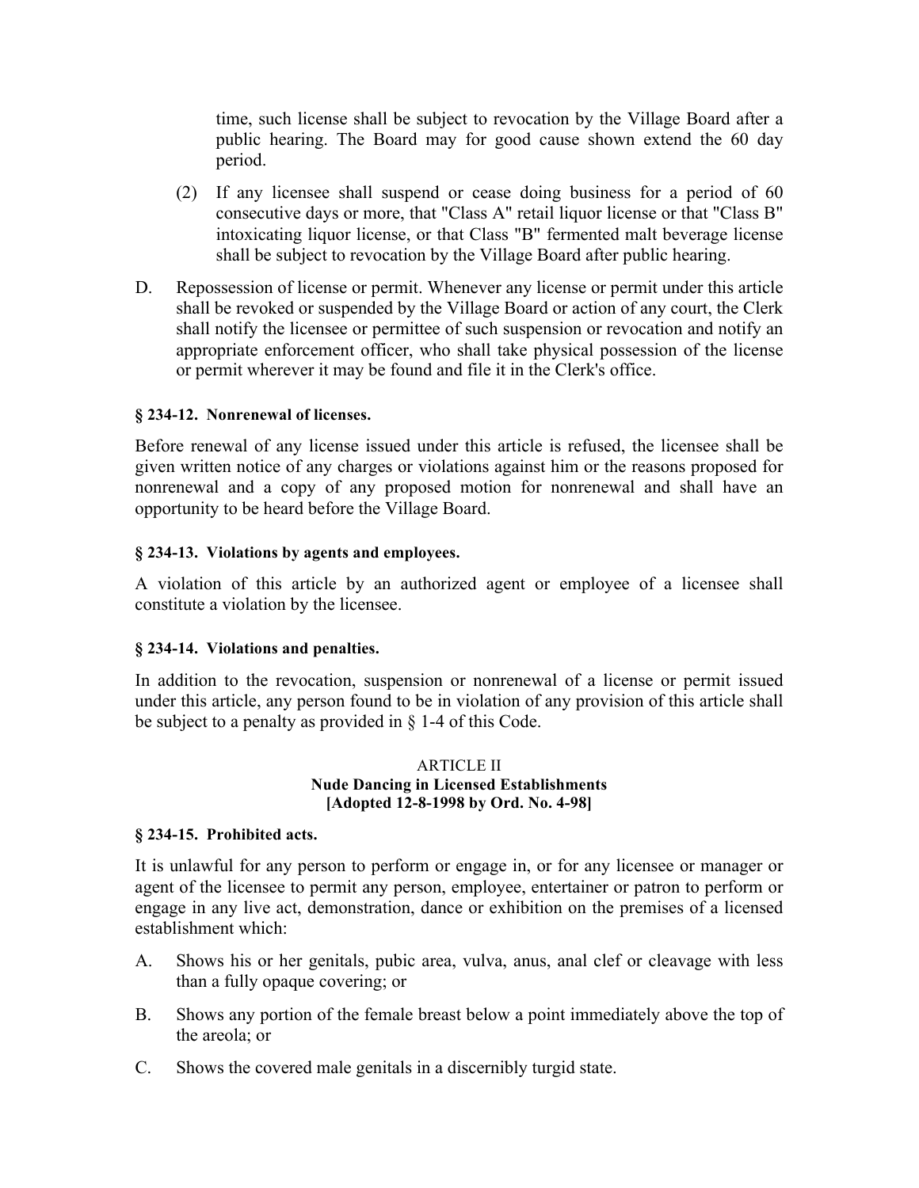time, such license shall be subject to revocation by the Village Board after a public hearing. The Board may for good cause shown extend the 60 day period.

(2) If any licensee shall suspend or cease doing business for a period of 60 consecutive days or more, that "Class A" retail liquor license or that "Class B" intoxicating liquor license, or that Class "B" fermented malt beverage license shall be subject to revocation by the Village Board after public hearing.

D. Repossession of license or permit. Whenever any license or permit under this article shall be revoked or suspended by the Village Board or action of any court, the Clerk shall notify the licensee or permittee of such suspension or revocation and notify an appropriate enforcement officer, who shall take physical possession of the license or permit wherever it may be found and file it in the Clerk's office.

**§ 234-12. Nonrenewal of licenses.**

Before renewal of any license issued under this article is refused, the licensee shall be given written notice of any charges or violations against him or the reasons proposed for nonrenewal and a copy of any proposed motion for nonrenewal and shall have an opportunity to be heard before the Village Board.

**§ 234-13. Violations by agents and employees.**

A violation of this article by an authorized agent or employee of a licensee shall constitute a violation by the licensee.

**§ 234-14. Violations and penalties.**

In addition to the revocation, suspension or nonrenewal of a license or permit issued under this article, any person found to be in violation of any provision of this article shall be subject to a penalty as provided in § 1-4 of this Code.

## ARTICLE II
## Nude Dancing in Licensed Establishments
## [Adopted 12-8-1998 by Ord. No. 4-98]

**§ 234-15. Prohibited acts.**

It is unlawful for any person to perform or engage in, or for any licensee or manager or agent of the licensee to permit any person, employee, entertainer or patron to perform or engage in any live act, demonstration, dance or exhibition on the premises of a licensed establishment which:

A. Shows his or her genitals, pubic area, vulva, anus, anal clef or cleavage with less than a fully opaque covering; or

B. Shows any portion of the female breast below a point immediately above the top of the areola; or

C. Shows the covered male genitals in a discernibly turgid state.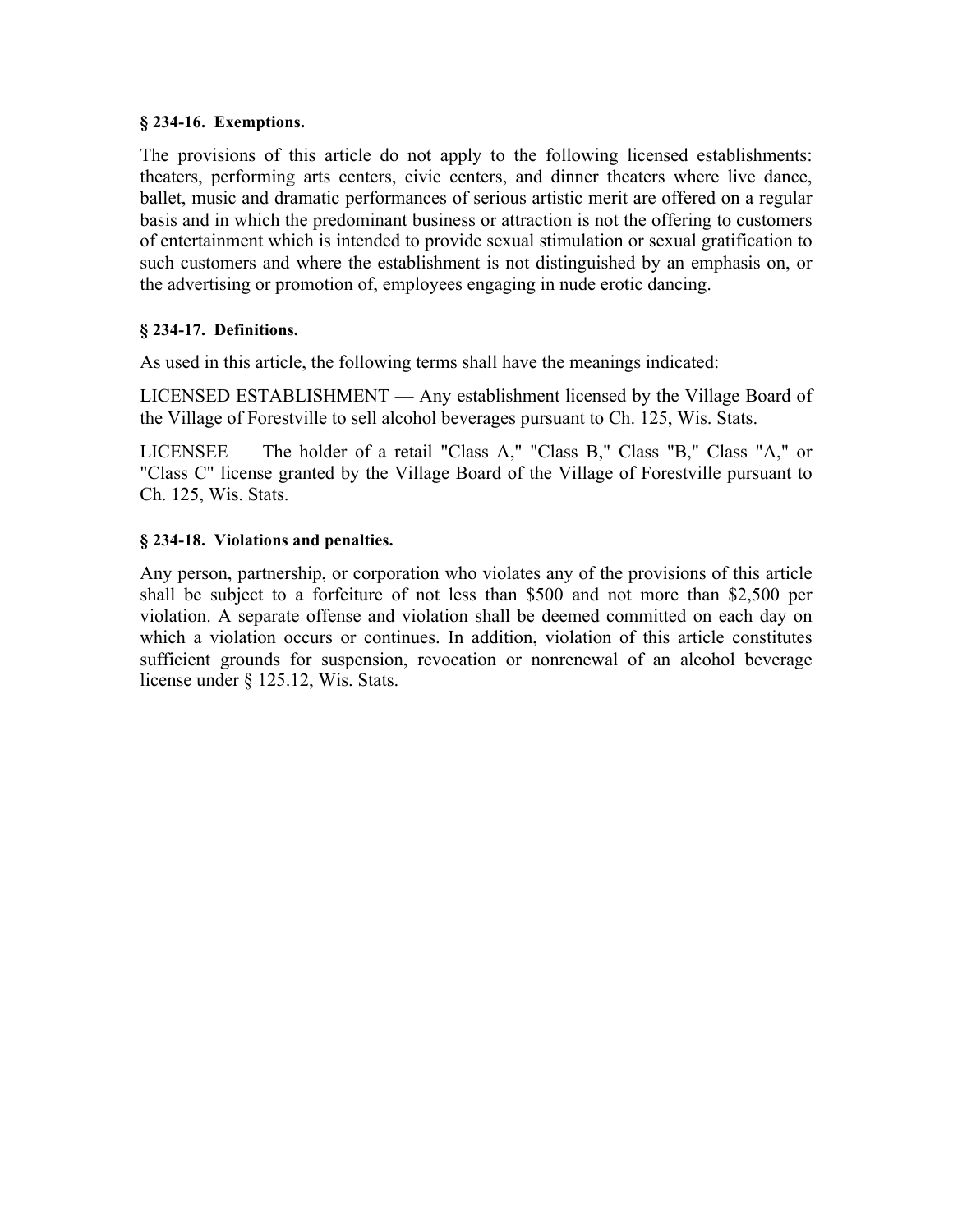**§ 234-16. Exemptions.**

The provisions of this article do not apply to the following licensed establishments: theaters, performing arts centers, civic centers, and dinner theaters where live dance, ballet, music and dramatic performances of serious artistic merit are offered on a regular basis and in which the predominant business or attraction is not the offering to customers of entertainment which is intended to provide sexual stimulation or sexual gratification to such customers and where the establishment is not distinguished by an emphasis on, or the advertising or promotion of, employees engaging in nude erotic dancing.

**§ 234-17. Definitions.**

As used in this article, the following terms shall have the meanings indicated:

LICENSED ESTABLISHMENT — Any establishment licensed by the Village Board of the Village of Forestville to sell alcohol beverages pursuant to Ch. 125, Wis. Stats.

LICENSEE — The holder of a retail "Class A," "Class B," Class "B," Class "A," or "Class C" license granted by the Village Board of the Village of Forestville pursuant to Ch. 125, Wis. Stats.

**§ 234-18. Violations and penalties.**

Any person, partnership, or corporation who violates any of the provisions of this article shall be subject to a forfeiture of not less than $500 and not more than $2,500 per violation. A separate offense and violation shall be deemed committed on each day on which a violation occurs or continues. In addition, violation of this article constitutes sufficient grounds for suspension, revocation or nonrenewal of an alcohol beverage license under § 125.12, Wis. Stats.